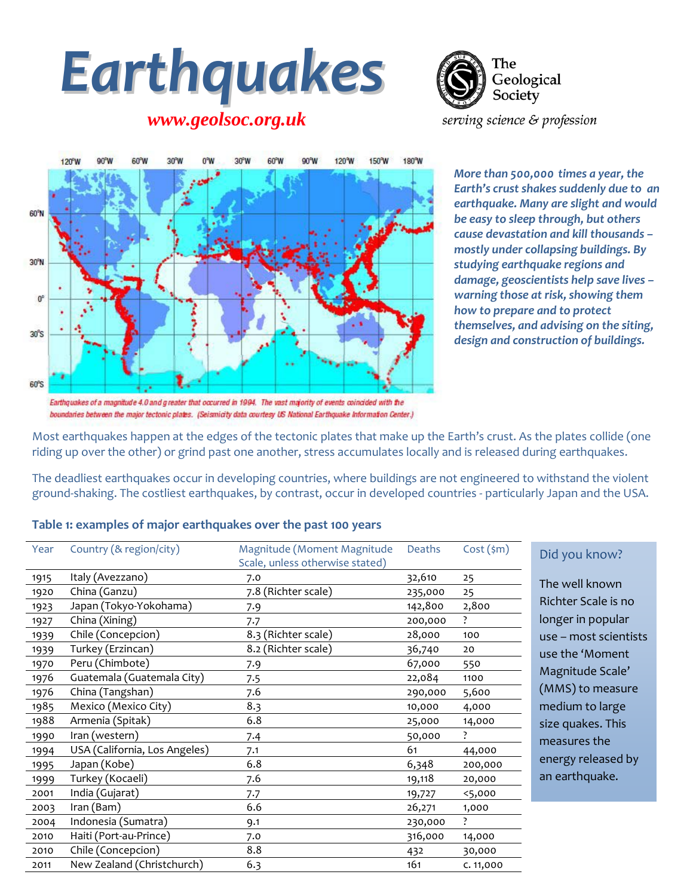# Earthquakes

*www.geolsoc.org.uk*

The Geological Society

*serving science & profession*

*Earthquakes of a magnitude 4.0 and greater that occurred in 1994. The vast majority of events coincided with the boundaries between the major tectonic plates. (Seismicity data courtesy US National Earthquake Information Center.)*

***More than 500,000 times a year, the Earth's crust shakes suddenly due to an earthquake. Many are slight and would be easy to sleep through, but others cause devastation and kill thousands – mostly under collapsing buildings. By studying earthquake regions and damage, geoscientists help save lives – warning those at risk, showing them how to prepare and to protect themselves, and advising on the siting, design and construction of buildings.***

Most earthquakes happen at the edges of the tectonic plates that make up the Earth's crust. As the plates collide (one riding up over the other) or grind past one another, stress accumulates locally and is released during earthquakes.

The deadliest earthquakes occur in developing countries, where buildings are not engineered to withstand the violent ground-shaking. The costliest earthquakes, by contrast, occur in developed countries - particularly Japan and the USA.

**Table 1: examples of major earthquakes over the past 100 years**

| Year | Country (& region/city) | Magnitude (Moment Magnitude Scale, unless otherwise stated) | Deaths | Cost ($m) |
|---|---|---|---|---|
| 1915 | Italy (Avezzano) | 7.0 | 32,610 | 25 |
| 1920 | China (Ganzu) | 7.8 (Richter scale) | 235,000 | 25 |
| 1923 | Japan (Tokyo-Yokohama) | 7.9 | 142,800 | 2,800 |
| 1927 | China (Xining) | 7.7 | 200,000 | ? |
| 1939 | Chile (Concepcion) | 8.3 (Richter scale) | 28,000 | 100 |
| 1939 | Turkey (Erzincan) | 8.2 (Richter scale) | 36,740 | 20 |
| 1970 | Peru (Chimbote) | 7.9 | 67,000 | 550 |
| 1976 | Guatemala (Guatemala City) | 7.5 | 22,084 | 1100 |
| 1976 | China (Tangshan) | 7.6 | 290,000 | 5,600 |
| 1985 | Mexico (Mexico City) | 8.3 | 10,000 | 4,000 |
| 1988 | Armenia (Spitak) | 6.8 | 25,000 | 14,000 |
| 1990 | Iran (western) | 7.4 | 50,000 | ? |
| 1994 | USA (California, Los Angeles) | 7.1 | 61 | 44,000 |
| 1995 | Japan (Kobe) | 6.8 | 6,348 | 200,000 |
| 1999 | Turkey (Kocaeli) | 7.6 | 19,118 | 20,000 |
| 2001 | India (Gujarat) | 7.7 | 19,727 | <5,000 |
| 2003 | Iran (Bam) | 6.6 | 26,271 | 1,000 |
| 2004 | Indonesia (Sumatra) | 9.1 | 230,000 | ? |
| 2010 | Haiti (Port-au-Prince) | 7.0 | 316,000 | 14,000 |
| 2010 | Chile (Concepcion) | 8.8 | 432 | 30,000 |
| 2011 | New Zealand (Christchurch) | 6.3 | 161 | c. 11,000 |

**Did you know?**

The well known Richter Scale is no longer in popular use – most scientists use the 'Moment Magnitude Scale' (MMS) to measure medium to large size quakes. This measures the energy released by an earthquake.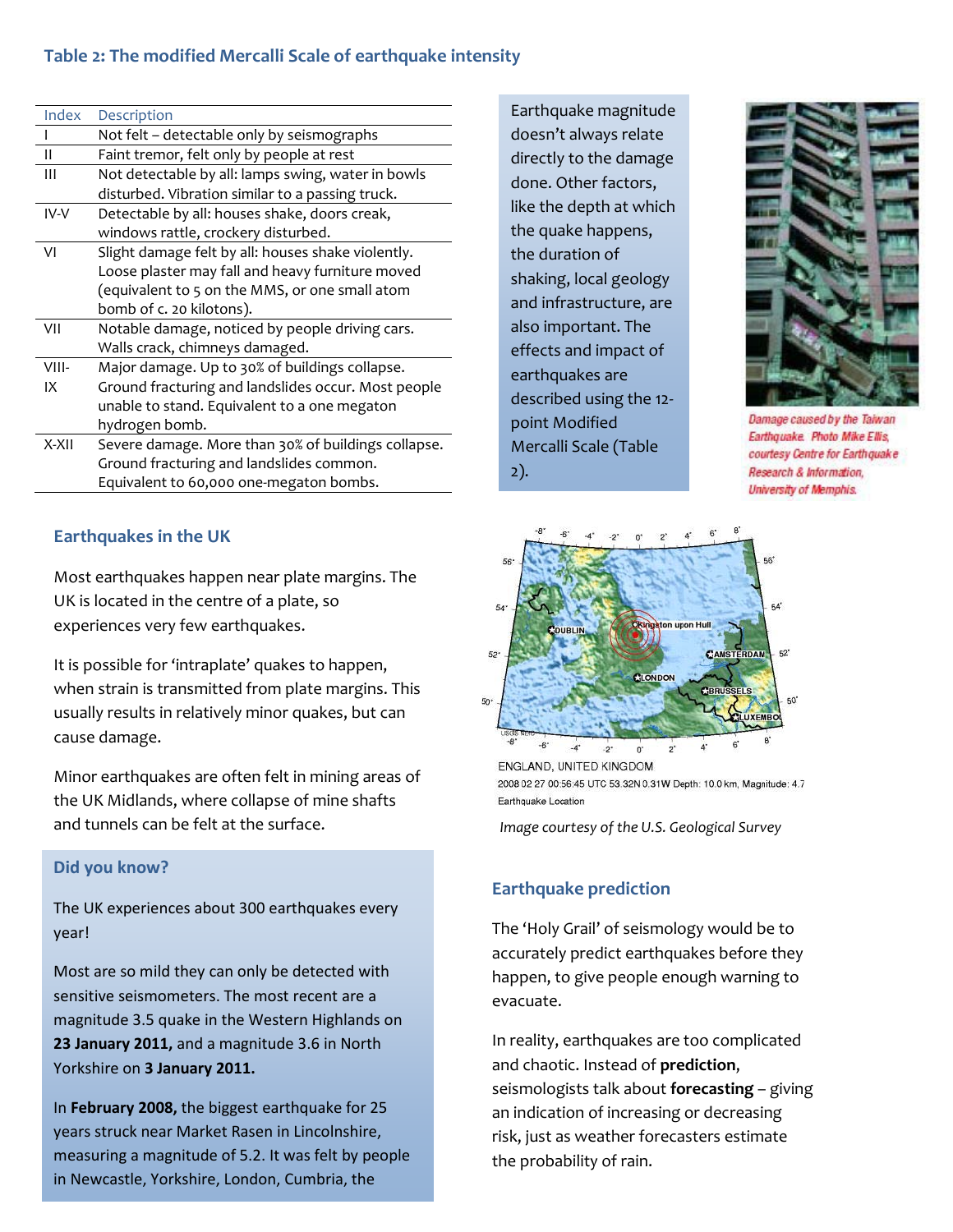### Table 2: The modified Mercalli Scale of earthquake intensity

| Index | Description |
|---|---|
| I | Not felt – detectable only by seismographs |
| II | Faint tremor, felt only by people at rest |
| III | Not detectable by all: lamps swing, water in bowls disturbed. Vibration similar to a passing truck. |
| IV-V | Detectable by all: houses shake, doors creak, windows rattle, crockery disturbed. |
| VI | Slight damage felt by all: houses shake violently. Loose plaster may fall and heavy furniture moved (equivalent to 5 on the MMS, or one small atom bomb of c. 20 kilotons). |
| VII | Notable damage, noticed by people driving cars. Walls crack, chimneys damaged. |
| VIII-IX | Major damage. Up to 30% of buildings collapse. Ground fracturing and landslides occur. Most people unable to stand. Equivalent to a one megaton hydrogen bomb. |
| X-XII | Severe damage. More than 30% of buildings collapse. Ground fracturing and landslides common. Equivalent to 60,000 one-megaton bombs. |

Earthquake magnitude doesn't always relate directly to the damage done. Other factors, like the depth at which the quake happens, the duration of shaking, local geology and infrastructure, are also important. The effects and impact of earthquakes are described using the 12-point Modified Mercalli Scale (Table 2).

*Damage caused by the Taiwan Earthquake. Photo Mike Ellis, courtesy Centre for Earthquake Research & Information, University of Memphis.*

### Earthquakes in the UK

Most earthquakes happen near plate margins. The UK is located in the centre of a plate, so experiences very few earthquakes.

It is possible for 'intraplate' quakes to happen, when strain is transmitted from plate margins. This usually results in relatively minor quakes, but can cause damage.

Minor earthquakes are often felt in mining areas of the UK Midlands, where collapse of mine shafts and tunnels can be felt at the surface.

ENGLAND, UNITED KINGDOM
2008 02 27 00:56:45 UTC 53.32N 0.31W Depth: 10.0 km, Magnitude: 4.7
Earthquake Location

*Image courtesy of the U.S. Geological Survey*

### Did you know?

The UK experiences about 300 earthquakes every year!

Most are so mild they can only be detected with sensitive seismometers. The most recent are a magnitude 3.5 quake in the Western Highlands on **23 January 2011,** and a magnitude 3.6 in North Yorkshire on **3 January 2011.**

In **February 2008,** the biggest earthquake for 25 years struck near Market Rasen in Lincolnshire, measuring a magnitude of 5.2. It was felt by people in Newcastle, Yorkshire, London, Cumbria, the

### Earthquake prediction

The 'Holy Grail' of seismology would be to accurately predict earthquakes before they happen, to give people enough warning to evacuate.

In reality, earthquakes are too complicated and chaotic. Instead of **prediction**, seismologists talk about **forecasting** – giving an indication of increasing or decreasing risk, just as weather forecasters estimate the probability of rain.